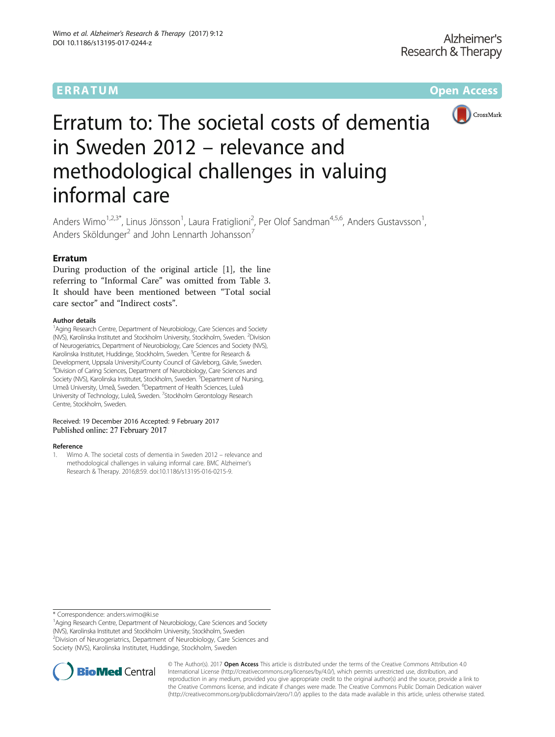ERRATUM Open Access

# Erratum to: The societal costs of dementia in Sweden 2012 – relevance and methodological challenges in valuing informal care

Anders Wimo[1,2,3*], Linus Jönsson[1], Laura Fratiglioni[2], Per Olof Sandman[4,5,6], Anders Gustavsson[1], Anders Sköldunger[2] and John Lennarth Johansson[7]

## Erratum

During production of the original article [1], the line referring to "Informal Care" was omitted from Table 3. It should have been mentioned between "Total social care sector" and "Indirect costs".

### Author details

[1]Aging Research Centre, Department of Neurobiology, Care Sciences and Society (NVS), Karolinska Institutet and Stockholm University, Stockholm, Sweden. [2]Division of Neurogeriatrics, Department of Neurobiology, Care Sciences and Society (NVS), Karolinska Institutet, Huddinge, Stockholm, Sweden. [3]Centre for Research & Development, Uppsala University/County Council of Gävleborg, Gävle, Sweden. [4]Division of Caring Sciences, Department of Neurobiology, Care Sciences and Society (NVS), Karolinska Institutet, Stockholm, Sweden. [5]Department of Nursing, Umeå University, Umeå, Sweden. [6]Department of Health Sciences, Luleå University of Technology, Luleå, Sweden. [7]Stockholm Gerontology Research Centre, Stockholm, Sweden.

Received: 19 December 2016 Accepted: 9 February 2017
Published online: 27 February 2017

### Reference

1. Wimo A. The societal costs of dementia in Sweden 2012 – relevance and methodological challenges in valuing informal care. BMC Alzheimer's Research & Therapy. 2016;8:59. doi:10.1186/s13195-016-0215-9.

* Correspondence: anders.wimo@ki.se
[1]Aging Research Centre, Department of Neurobiology, Care Sciences and Society (NVS), Karolinska Institutet and Stockholm University, Stockholm, Sweden
[2]Division of Neurogeriatrics, Department of Neurobiology, Care Sciences and Society (NVS), Karolinska Institutet, Huddinge, Stockholm, Sweden

© The Author(s). 2017 **Open Access** This article is distributed under the terms of the Creative Commons Attribution 4.0 International License (http://creativecommons.org/licenses/by/4.0/), which permits unrestricted use, distribution, and reproduction in any medium, provided you give appropriate credit to the original author(s) and the source, provide a link to the Creative Commons license, and indicate if changes were made. The Creative Commons Public Domain Dedication waiver (http://creativecommons.org/publicdomain/zero/1.0/) applies to the data made available in this article, unless otherwise stated.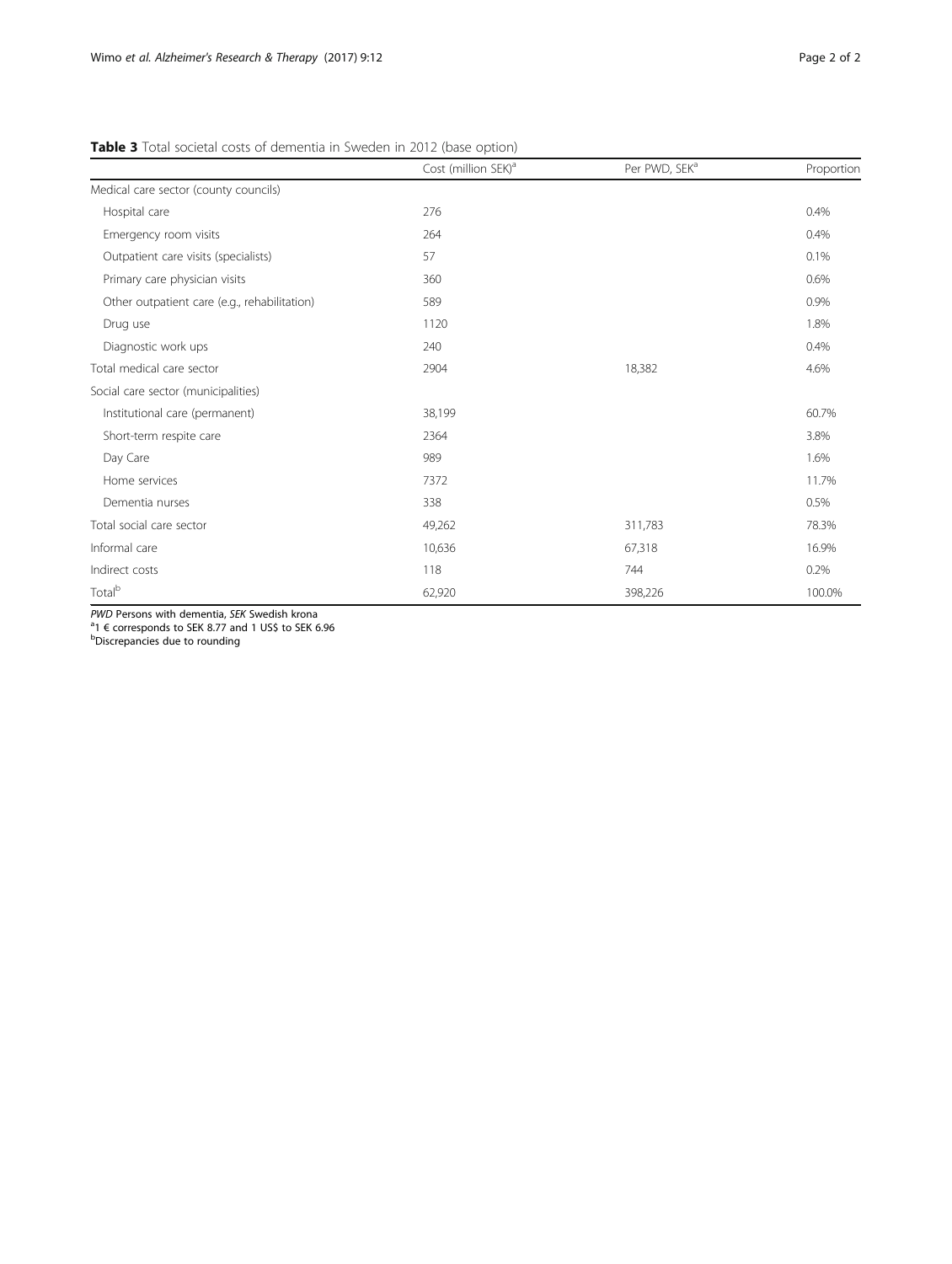**Table 3** Total societal costs of dementia in Sweden in 2012 (base option)

| | Cost (million SEK)[a] | Per PWD, SEK[a] | Proportion |
|---|---|---|---|
| Medical care sector (county councils) | | | |
| Hospital care | 276 | | 0.4% |
| Emergency room visits | 264 | | 0.4% |
| Outpatient care visits (specialists) | 57 | | 0.1% |
| Primary care physician visits | 360 | | 0.6% |
| Other outpatient care (e.g., rehabilitation) | 589 | | 0.9% |
| Drug use | 1120 | | 1.8% |
| Diagnostic work ups | 240 | | 0.4% |
| Total medical care sector | 2904 | 18,382 | 4.6% |
| Social care sector (municipalities) | | | |
| Institutional care (permanent) | 38,199 | | 60.7% |
| Short-term respite care | 2364 | | 3.8% |
| Day Care | 989 | | 1.6% |
| Home services | 7372 | | 11.7% |
| Dementia nurses | 338 | | 0.5% |
| Total social care sector | 49,262 | 311,783 | 78.3% |
| Informal care | 10,636 | 67,318 | 16.9% |
| Indirect costs | 118 | 744 | 0.2% |
| Total[b] | 62,920 | 398,226 | 100.0% |

*PWD* Persons with dementia, *SEK* Swedish krona

[a]1 € corresponds to SEK 8.77 and 1 US$ to SEK 6.96

[b]Discrepancies due to rounding